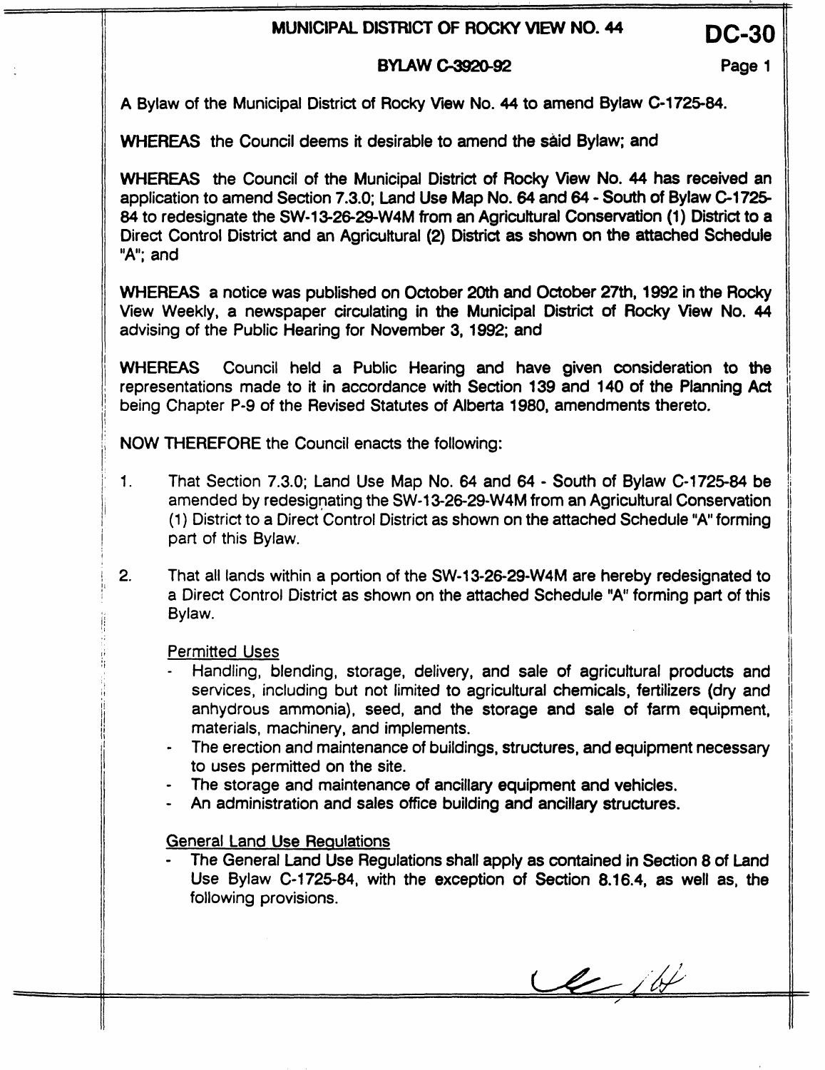# MUNICIPAL DISTRICT OF ROCKY VIEW NO. 44

**DC-30**

## BYLAW C-3920-92

A Bylaw of the Municipal District of Rocky View No. 44 to amend Bylaw C-1725-84.

**WHEREAS** the Council deems it desirable to amend the said Bylaw; and

**WHEREAS** the Council of the Municipal District of Rocky View No. 44 has received an application to amend Section 7.3.0; Land Use Map No. 64 and 64 - South of Bylaw C-1725-84 to redesignate the SW-13-26-29-W4M from an Agricultural Conservation (1) District to a Direct Control District and an Agricultural (2) District as shown on the attached Schedule "A"; and

**WHEREAS** a notice was published on October 20th and October 27th, 1992 in the Rocky View Weekly, a newspaper circulating in the Municipal District of Rocky View No. 44 advising of the Public Hearing for November 3, 1992; and

**WHEREAS** Council held a Public Hearing and have given consideration to the representations made to it in accordance with Section 139 and 140 of the Planning Act being Chapter P-9 of the Revised Statutes of Alberta 1980, amendments thereto.

**NOW THEREFORE** the Council enacts the following:

1. That Section 7.3.0; Land Use Map No. 64 and 64 - South of Bylaw C-1725-84 be amended by redesignating the SW-13-26-29-W4M from an Agricultural Conservation (1) District to a Direct Control District as shown on the attached Schedule "A" forming part of this Bylaw.

2. That all lands within a portion of the SW-13-26-29-W4M are hereby redesignated to a Direct Control District as shown on the attached Schedule "A" forming part of this Bylaw.

   Permitted Uses
   - Handling, blending, storage, delivery, and sale of agricultural products and services, including but not limited to agricultural chemicals, fertilizers (dry and anhydrous ammonia), seed, and the storage and sale of farm equipment, materials, machinery, and implements.
   - The erection and maintenance of buildings, structures, and equipment necessary to uses permitted on the site.
   - The storage and maintenance of ancillary equipment and vehicles.
   - An administration and sales office building and ancillary structures.

   General Land Use Regulations
   - The General Land Use Regulations shall apply as contained in Section 8 of Land Use Bylaw C-1725-84, with the exception of Section 8.16.4, as well as, the following provisions.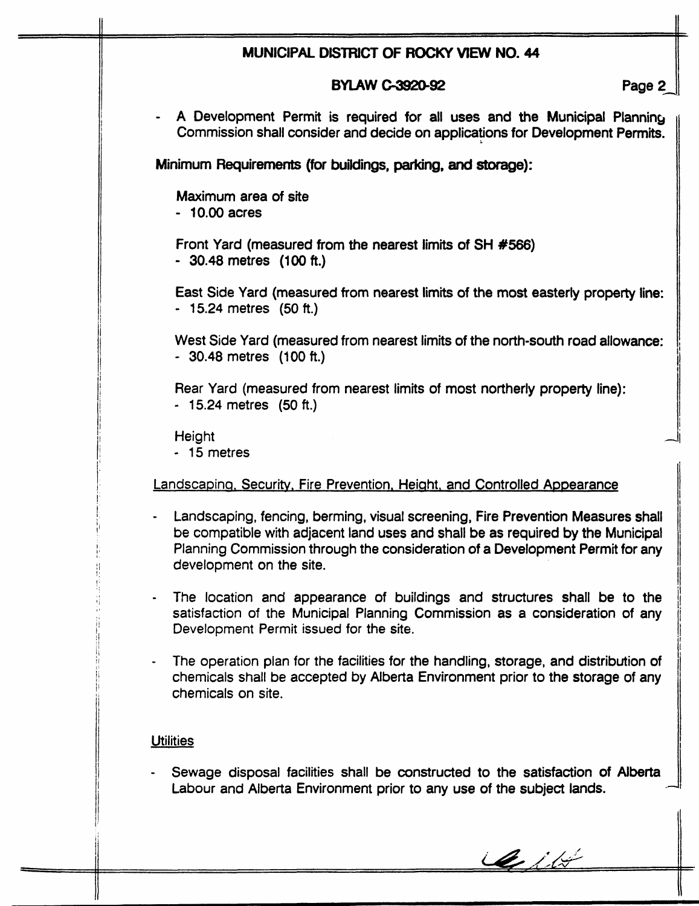- A Development Permit is required for all uses and the Municipal Planning Commission shall consider and decide on applications for Development Permits.

**Minimum Requirements (for buildings, parking, and storage):**

Maximum area of site
- 10.00 acres

Front Yard (measured from the nearest limits of SH #566)
- 30.48 metres (100 ft.)

East Side Yard (measured from nearest limits of the most easterly property line:
- 15.24 metres (50 ft.)

West Side Yard (measured from nearest limits of the north-south road allowance:
- 30.48 metres (100 ft.)

Rear Yard (measured from nearest limits of most northerly property line):
- 15.24 metres (50 ft.)

Height
- 15 metres

<u>Landscaping, Security, Fire Prevention, Height, and Controlled Appearance</u>

- Landscaping, fencing, berming, visual screening, Fire Prevention Measures shall be compatible with adjacent land uses and shall be as required by the Municipal Planning Commission through the consideration of a Development Permit for any development on the site.

- The location and appearance of buildings and structures shall be to the satisfaction of the Municipal Planning Commission as a consideration of any Development Permit issued for the site.

- The operation plan for the facilities for the handling, storage, and distribution of chemicals shall be accepted by Alberta Environment prior to the storage of any chemicals on site.

<u>Utilities</u>

- Sewage disposal facilities shall be constructed to the satisfaction of Alberta Labour and Alberta Environment prior to any use of the subject lands.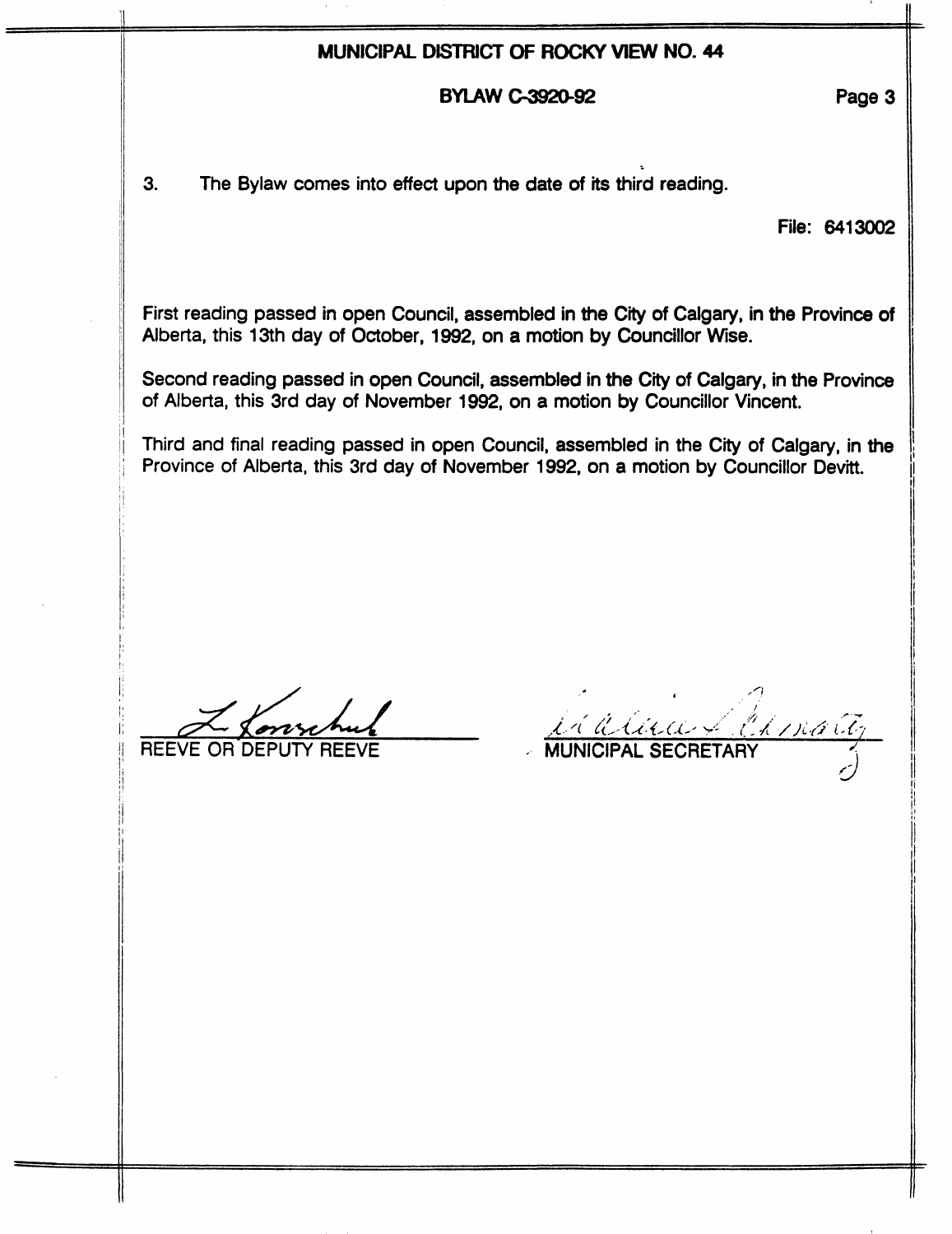3. The Bylaw comes into effect upon the date of its third reading.

File: 6413002

First reading passed in open Council, assembled in the City of Calgary, in the Province of Alberta, this 13th day of October, 1992, on a motion by Councillor Wise.

Second reading passed in open Council, assembled in the City of Calgary, in the Province of Alberta, this 3rd day of November 1992, on a motion by Councillor Vincent.

Third and final reading passed in open Council, assembled in the City of Calgary, in the Province of Alberta, this 3rd day of November 1992, on a motion by Councillor Devitt.

REEVE OR DEPUTY REEVE

MUNICIPAL SECRETARY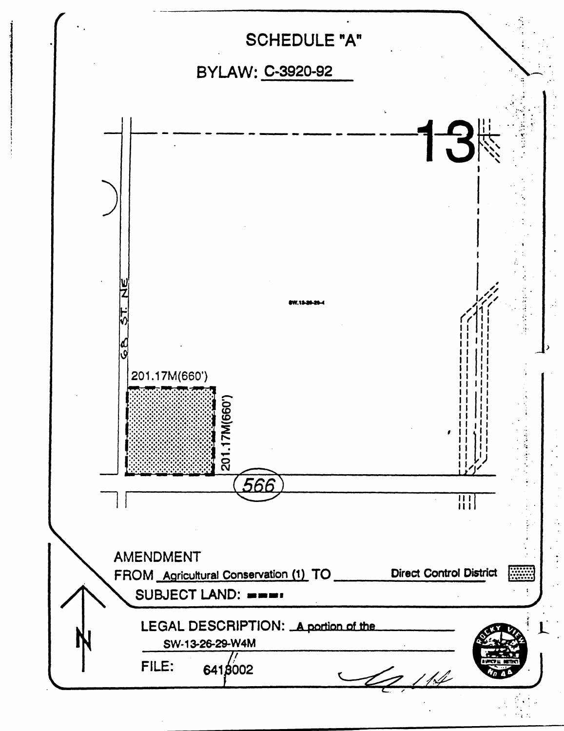# SCHEDULE "A"

BYLAW: C-3920-92

13

68 ST. NE

SW.13-26-29-4

201.17M(660')

201.17M(660')

566

AMENDMENT

FROM Agricultural Conservation (1) TO Direct Control District

SUBJECT LAND:

LEGAL DESCRIPTION: A portion of the SW-13-26-29-W4M

FILE: 64130002